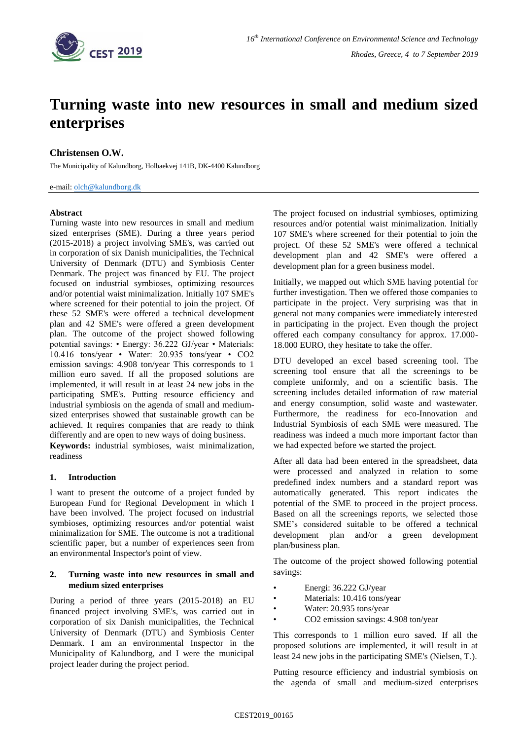# Turning waste into new resources in small and medium sized enterprises

**Christensen O.W.**

The Municipality of Kalundborg, Holbaekvej 141B, DK-4400 Kalundborg

e-mail: olch@kalundborg.dk

**Abstract**

Turning waste into new resources in small and medium sized enterprises (SME). During a three years period (2015-2018) a project involving SME's, was carried out in corporation of six Danish municipalities, the Technical University of Denmark (DTU) and Symbiosis Center Denmark. The project was financed by EU. The project focused on industrial symbioses, optimizing resources and/or potential waist minimalization. Initially 107 SME's where screened for their potential to join the project. Of these 52 SME's were offered a technical development plan and 42 SME's were offered a green development plan. The outcome of the project showed following potential savings: • Energy: 36.222 GJ/year • Materials: 10.416 tons/year • Water: 20.935 tons/year • CO2 emission savings: 4.908 ton/year This corresponds to 1 million euro saved. If all the proposed solutions are implemented, it will result in at least 24 new jobs in the participating SME's. Putting resource efficiency and industrial symbiosis on the agenda of small and medium-sized enterprises showed that sustainable growth can be achieved. It requires companies that are ready to think differently and are open to new ways of doing business.

**Keywords:** industrial symbioses, waist minimalization, readiness

## 1. Introduction

I want to present the outcome of a project funded by European Fund for Regional Development in which I have been involved. The project focused on industrial symbioses, optimizing resources and/or potential waist minimalization for SME. The outcome is not a traditional scientific paper, but a number of experiences seen from an environmental Inspector's point of view.

## 2. Turning waste into new resources in small and medium sized enterprises

During a period of three years (2015-2018) an EU financed project involving SME's, was carried out in corporation of six Danish municipalities, the Technical University of Denmark (DTU) and Symbiosis Center Denmark. I am an environmental Inspector in the Municipality of Kalundborg, and I were the municipal project leader during the project period.

The project focused on industrial symbioses, optimizing resources and/or potential waist minimalization. Initially 107 SME's where screened for their potential to join the project. Of these 52 SME's were offered a technical development plan and 42 SME's were offered a development plan for a green business model.

Initially, we mapped out which SME having potential for further investigation. Then we offered those companies to participate in the project. Very surprising was that in general not many companies were immediately interested in participating in the project. Even though the project offered each company consultancy for approx. 17.000-18.000 EURO, they hesitate to take the offer.

DTU developed an excel based screening tool. The screening tool ensure that all the screenings to be complete uniformly, and on a scientific basis. The screening includes detailed information of raw material and energy consumption, solid waste and wastewater. Furthermore, the readiness for eco-Innovation and Industrial Symbiosis of each SME were measured. The readiness was indeed a much more important factor than we had expected before we started the project.

After all data had been entered in the spreadsheet, data were processed and analyzed in relation to some predefined index numbers and a standard report was automatically generated. This report indicates the potential of the SME to proceed in the project process. Based on all the screenings reports, we selected those SME's considered suitable to be offered a technical development plan and/or a green development plan/business plan.

The outcome of the project showed following potential savings:

- Energi: 36.222 GJ/year
- Materials: 10.416 tons/year
- Water: 20.935 tons/year
- $CO_2$ emission savings: 4.908 ton/year

This corresponds to 1 million euro saved. If all the proposed solutions are implemented, it will result in at least 24 new jobs in the participating SME's (Nielsen, T.).

Putting resource efficiency and industrial symbiosis on the agenda of small and medium-sized enterprises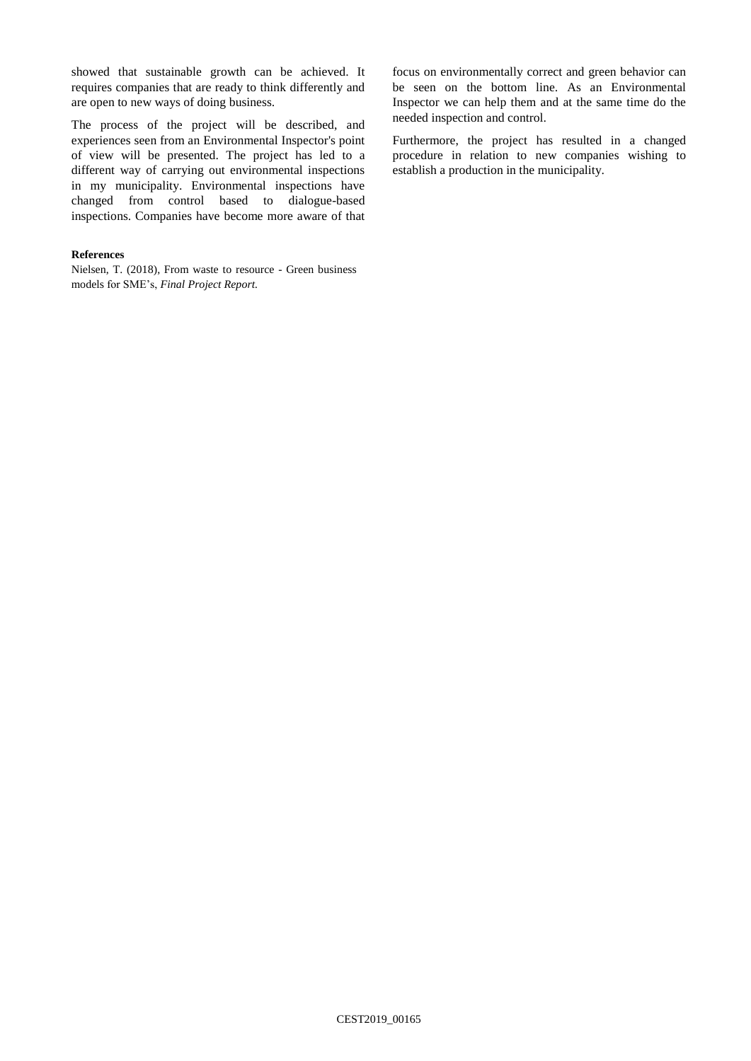showed that sustainable growth can be achieved. It requires companies that are ready to think differently and are open to new ways of doing business.

The process of the project will be described, and experiences seen from an Environmental Inspector's point of view will be presented. The project has led to a different way of carrying out environmental inspections in my municipality. Environmental inspections have changed from control based to dialogue-based inspections. Companies have become more aware of that focus on environmentally correct and green behavior can be seen on the bottom line. As an Environmental Inspector we can help them and at the same time do the needed inspection and control.

Furthermore, the project has resulted in a changed procedure in relation to new companies wishing to establish a production in the municipality.

**References**

Nielsen, T. (2018), From waste to resource - Green business models for SME's, *Final Project Report.*